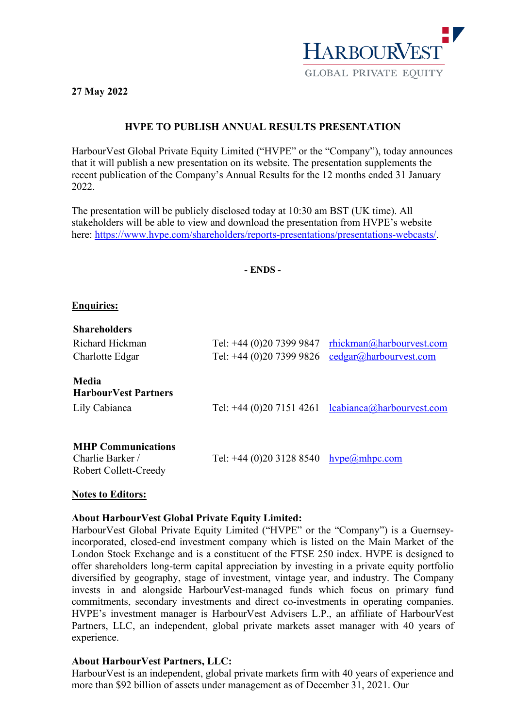**27 May 2022**

## HVPE TO PUBLISH ANNUAL RESULTS PRESENTATION

HarbourVest Global Private Equity Limited ("HVPE" or the "Company"), today announces that it will publish a new presentation on its website. The presentation supplements the recent publication of the Company's Annual Results for the 12 months ended 31 January 2022.

The presentation will be publicly disclosed today at 10:30 am BST (UK time). All stakeholders will be able to view and download the presentation from HVPE's website here: https://www.hvpe.com/shareholders/reports-presentations/presentations-webcasts/.

**- ENDS -**

**Enquiries:**

| | | |
|---|---|---|
| **Shareholders** | | |
| Richard Hickman | Tel: +44 (0)20 7399 9847 | rhickman@harbourvest.com |
| Charlotte Edgar | Tel: +44 (0)20 7399 9826 | cedgar@harbourvest.com |
| **Media** | | |
| **HarbourVest Partners** | | |
| Lily Cabianca | Tel: +44 (0)20 7151 4261 | lcabianca@harbourvest.com |
| **MHP Communications** | | |
| Charlie Barker / Robert Collett-Creedy | Tel: +44 (0)20 3128 8540 | hvpe@mhpc.com |

**Notes to Editors:**

**About HarbourVest Global Private Equity Limited:**
HarbourVest Global Private Equity Limited ("HVPE" or the "Company") is a Guernsey-incorporated, closed-end investment company which is listed on the Main Market of the London Stock Exchange and is a constituent of the FTSE 250 index. HVPE is designed to offer shareholders long-term capital appreciation by investing in a private equity portfolio diversified by geography, stage of investment, vintage year, and industry. The Company invests in and alongside HarbourVest-managed funds which focus on primary fund commitments, secondary investments and direct co-investments in operating companies. HVPE's investment manager is HarbourVest Advisers L.P., an affiliate of HarbourVest Partners, LLC, an independent, global private markets asset manager with 40 years of experience.

**About HarbourVest Partners, LLC:**
HarbourVest is an independent, global private markets firm with 40 years of experience and more than $92 billion of assets under management as of December 31, 2021. Our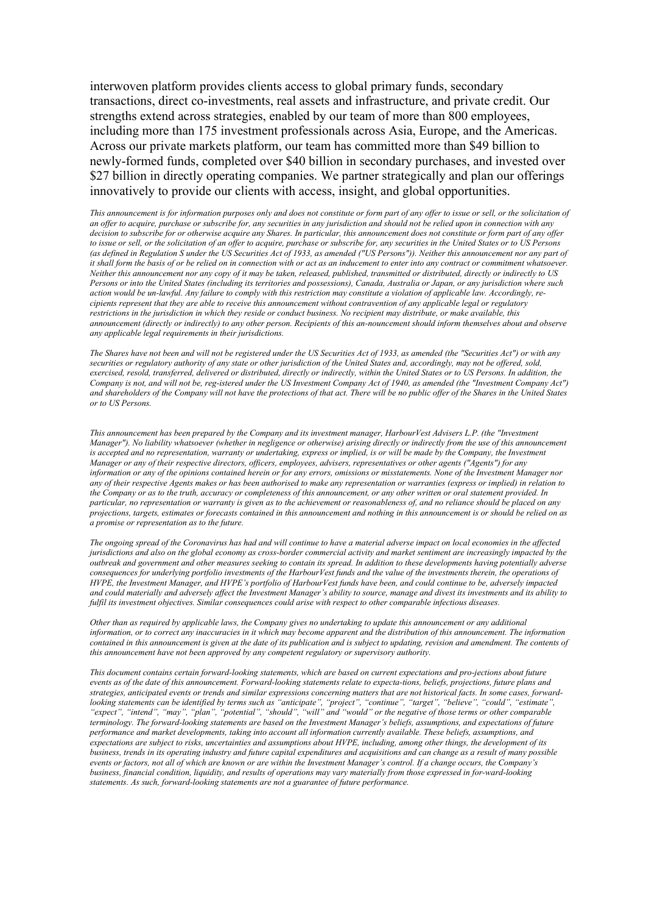interwoven platform provides clients access to global primary funds, secondary transactions, direct co-investments, real assets and infrastructure, and private credit. Our strengths extend across strategies, enabled by our team of more than 800 employees, including more than 175 investment professionals across Asia, Europe, and the Americas. Across our private markets platform, our team has committed more than $49 billion to newly-formed funds, completed over $40 billion in secondary purchases, and invested over $27 billion in directly operating companies. We partner strategically and plan our offerings innovatively to provide our clients with access, insight, and global opportunities.

*This announcement is for information purposes only and does not constitute or form part of any offer to issue or sell, or the solicitation of an offer to acquire, purchase or subscribe for, any securities in any jurisdiction and should not be relied upon in connection with any decision to subscribe for or otherwise acquire any Shares. In particular, this announcement does not constitute or form part of any offer to issue or sell, or the solicitation of an offer to acquire, purchase or subscribe for, any securities in the United States or to US Persons (as defined in Regulation S under the US Securities Act of 1933, as amended ("US Persons")). Neither this announcement nor any part of it shall form the basis of or be relied on in connection with or act as an inducement to enter into any contract or commitment whatsoever. Neither this announcement nor any copy of it may be taken, released, published, transmitted or distributed, directly or indirectly to US Persons or into the United States (including its territories and possessions), Canada, Australia or Japan, or any jurisdiction where such action would be un-lawful. Any failure to comply with this restriction may constitute a violation of applicable law. Accordingly, re-cipients represent that they are able to receive this announcement without contravention of any applicable legal or regulatory restrictions in the jurisdiction in which they reside or conduct business. No recipient may distribute, or make available, this announcement (directly or indirectly) to any other person. Recipients of this an-nouncement should inform themselves about and observe any applicable legal requirements in their jurisdictions.*

*The Shares have not been and will not be registered under the US Securities Act of 1933, as amended (the "Securities Act") or with any securities or regulatory authority of any state or other jurisdiction of the United States and, accordingly, may not be offered, sold, exercised, resold, transferred, delivered or distributed, directly or indirectly, within the United States or to US Persons. In addition, the Company is not, and will not be, reg-istered under the US Investment Company Act of 1940, as amended (the "Investment Company Act") and shareholders of the Company will not have the protections of that act. There will be no public offer of the Shares in the United States or to US Persons.*

*This announcement has been prepared by the Company and its investment manager, HarbourVest Advisers L.P. (the "Investment Manager"). No liability whatsoever (whether in negligence or otherwise) arising directly or indirectly from the use of this announcement is accepted and no representation, warranty or undertaking, express or implied, is or will be made by the Company, the Investment Manager or any of their respective directors, officers, employees, advisers, representatives or other agents ("Agents") for any information or any of the opinions contained herein or for any errors, omissions or misstatements. None of the Investment Manager nor any of their respective Agents makes or has been authorised to make any representation or warranties (express or implied) in relation to the Company or as to the truth, accuracy or completeness of this announcement, or any other written or oral statement provided. In particular, no representation or warranty is given as to the achievement or reasonableness of, and no reliance should be placed on any projections, targets, estimates or forecasts contained in this announcement and nothing in this announcement is or should be relied on as a promise or representation as to the future.*

*The ongoing spread of the Coronavirus has had and will continue to have a material adverse impact on local economies in the affected jurisdictions and also on the global economy as cross-border commercial activity and market sentiment are increasingly impacted by the outbreak and government and other measures seeking to contain its spread. In addition to these developments having potentially adverse consequences for underlying portfolio investments of the HarbourVest funds and the value of the investments therein, the operations of HVPE, the Investment Manager, and HVPE's portfolio of HarbourVest funds have been, and could continue to be, adversely impacted and could materially and adversely affect the Investment Manager's ability to source, manage and divest its investments and its ability to fulfil its investment objectives. Similar consequences could arise with respect to other comparable infectious diseases.*

*Other than as required by applicable laws, the Company gives no undertaking to update this announcement or any additional information, or to correct any inaccuracies in it which may become apparent and the distribution of this announcement. The information contained in this announcement is given at the date of its publication and is subject to updating, revision and amendment. The contents of this announcement have not been approved by any competent regulatory or supervisory authority.*

*This document contains certain forward-looking statements, which are based on current expectations and pro-jections about future events as of the date of this announcement. Forward-looking statements relate to expecta-tions, beliefs, projections, future plans and strategies, anticipated events or trends and similar expressions concerning matters that are not historical facts. In some cases, forward-looking statements can be identified by terms such as "anticipate", "project", "continue", "target", "believe", "could", "estimate", "expect", "intend", "may", "plan", "potential", "should", "will" and "would" or the negative of those terms or other comparable terminology. The forward-looking statements are based on the Investment Manager's beliefs, assumptions, and expectations of future performance and market developments, taking into account all information currently available. These beliefs, assumptions, and expectations are subject to risks, uncertainties and assumptions about HVPE, including, among other things, the development of its business, trends in its operating industry and future capital expenditures and acquisitions and can change as a result of many possible events or factors, not all of which are known or are within the Investment Manager's control. If a change occurs, the Company's business, financial condition, liquidity, and results of operations may vary materially from those expressed in for-ward-looking statements. As such, forward-looking statements are not a guarantee of future performance.*